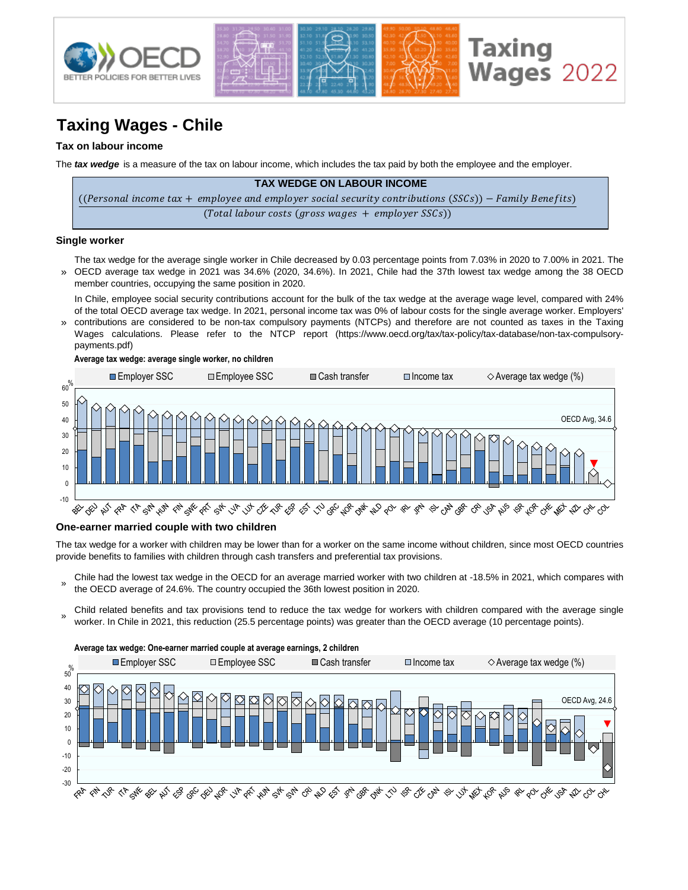# Taxing Wages - Chile

### Tax on labour income

The ***tax wedge*** is a measure of the tax on labour income, which includes the tax paid by both the employee and the employer.

**TAX WEDGE ON LABOUR INCOME**

$$\frac{((Personal\ income\ tax + \ employee\ and\ employer\ social\ security\ contributions\ (SSCs)) - Family\ Benefits)}{(Total\ labour\ costs\ (gross\ wages\ +\ employer\ SSCs))}$$

### Single worker

» The tax wedge for the average single worker in Chile decreased by 0.03 percentage points from 7.03% in 2020 to 7.00% in 2021. The OECD average tax wedge in 2021 was 34.6% (2020, 34.6%). In 2021, Chile had the 37th lowest tax wedge among the 38 OECD member countries, occupying the same position in 2020.

» In Chile, employee social security contributions account for the bulk of the tax wedge at the average wage level, compared with 24% of the total OECD average tax wedge. In 2021, personal income tax was 0% of labour costs for the single average worker. Employers' contributions are considered to be non-tax compulsory payments (NTCPs) and therefore are not counted as taxes in the Taxing Wages calculations. Please refer to the NTCP report (https://www.oecd.org/tax/tax-policy/tax-database/non-tax-compulsory-payments.pdf)

**Average tax wedge: average single worker, no children**

Employer SSC
Employee SSC
Cash transfer
Income tax
Average tax wedge (%)

%
60
50
40
30
20
10
0
-10

OECD Avg, 34.6

BEL DEU AUT FRA ITA SVN HUN FIN SWE PRT SVK LVA LUX CZE TUR ESP EST LTU GRC NOR DNK NLD POL IRL JPN ISL CAN GBR CRI USA AUS ISR KOR CHE MEX NZL CHL COL

### One-earner married couple with two children

The tax wedge for a worker with children may be lower than for a worker on the same income without children, since most OECD countries provide benefits to families with children through cash transfers and preferential tax provisions.

» Chile had the lowest tax wedge in the OECD for an average married worker with two children at -18.5% in 2021, which compares with the OECD average of 24.6%. The country occupied the 36th lowest position in 2020.

» Child related benefits and tax provisions tend to reduce the tax wedge for workers with children compared with the average single worker. In Chile in 2021, this reduction (25.5 percentage points) was greater than the OECD average (10 percentage points).

**Average tax wedge: One-earner married couple at average earnings, 2 children**

Employer SSC
Employee SSC
Cash transfer
Income tax
Average tax wedge (%)

%
50
40
30
20
10
0
-10
-20
-30

OECD Avg, 24.6

FRA FIN TUR ITA SWE BEL AUT ESP GRC DEU NOR LVA PRT HUN SVK SVN CRI NLD EST JPN GBR DNK LTU ISR CZE CAN ISL LUX MEX KOR AUS IRL POL CHE USA NZL COL CHL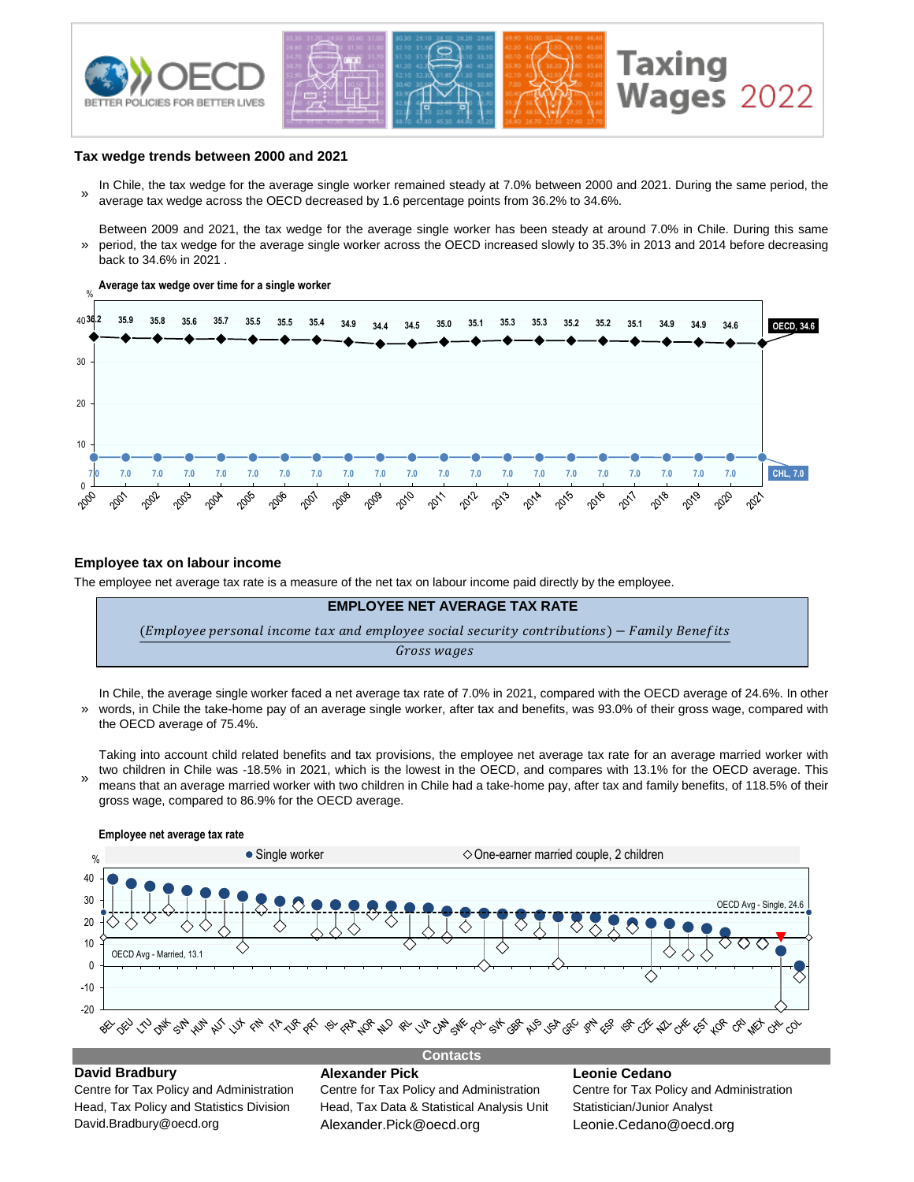## Tax wedge trends between 2000 and 2021

» In Chile, the tax wedge for the average single worker remained steady at 7.0% between 2000 and 2021. During the same period, the average tax wedge across the OECD decreased by 1.6 percentage points from 36.2% to 34.6%.

» Between 2009 and 2021, the tax wedge for the average single worker has been steady at around 7.0% in Chile. During this same period, the tax wedge for the average single worker across the OECD increased slowly to 35.3% in 2013 and 2014 before decreasing back to 34.6% in 2021 .

**Average tax wedge over time for a single worker**

%

36.2 35.9 35.8 35.6 35.7 35.5 35.5 35.4 34.9 34.4 34.5 35.0 35.1 35.3 35.3 35.2 35.2 35.1 34.9 34.9 34.6

OECD, 34.6

7.0 7.0 7.0 7.0 7.0 7.0 7.0 7.0 7.0 7.0 7.0 7.0 7.0 7.0 7.0 7.0 7.0 7.0 7.0 7.0 7.0

CHL, 7.0

0 10 20 30 40

2000 2001 2002 2003 2004 2005 2006 2007 2008 2009 2010 2011 2012 2013 2014 2015 2016 2017 2018 2019 2020 2021

## Employee tax on labour income

The employee net average tax rate is a measure of the net tax on labour income paid directly by the employee.

**EMPLOYEE NET AVERAGE TAX RATE**

$$\frac{(Employee\ personal\ income\ tax\ and\ employee\ social\ security\ contributions) - Family\ Benefits}{Gross\ wages}$$

» In Chile, the average single worker faced a net average tax rate of 7.0% in 2021, compared with the OECD average of 24.6%. In other words, in Chile the take-home pay of an average single worker, after tax and benefits, was 93.0% of their gross wage, compared with the OECD average of 75.4%.

» Taking into account child related benefits and tax provisions, the employee net average tax rate for an average married worker with two children in Chile was -18.5% in 2021, which is the lowest in the OECD, and compares with 13.1% for the OECD average. This means that an average married worker with two children in Chile had a take-home pay, after tax and family benefits, of 118.5% of their gross wage, compared to 86.9% for the OECD average.

**Employee net average tax rate**

● Single worker ◇ One-earner married couple, 2 children

%

OECD Avg - Single, 24.6

OECD Avg - Married, 13.1

-20 -10 0 10 20 30 40

BEL DEU LTU DNK SVN HUN AUT LUX FIN ITA TUR PRT ISL FRA NOR NLD IRL LVA CAN SWE POL SVK GBR AUS USA GRC JPN ESP ISR CZE NZL CHE EST KOR CRI MEX CHL COL

## Contacts

**David Bradbury**
Centre for Tax Policy and Administration
Head, Tax Policy and Statistics Division
David.Bradbury@oecd.org

**Alexander Pick**
Centre for Tax Policy and Administration
Head, Tax Data & Statistical Analysis Unit
Alexander.Pick@oecd.org

**Leonie Cedano**
Centre for Tax Policy and Administration
Statistician/Junior Analyst
Leonie.Cedano@oecd.org